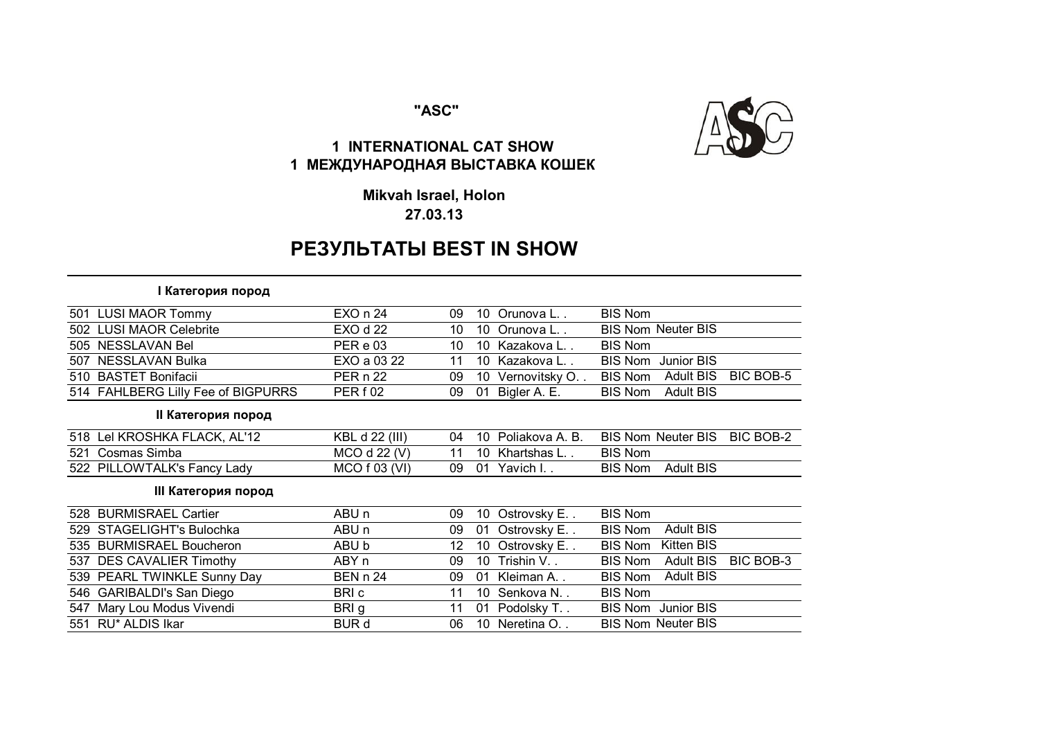**"ASC"**

## 1 INTERNATIONAL CAT SHOW
## 1 МЕЖДУНАРОДНАЯ ВЫСТАВКА КОШЕК

**Mikvah Israel, Holon**
**27.03.13**

# РЕЗУЛЬТАТЫ BEST IN SHOW

### I Категория пород

| | | | | | | | | |
|---|---|---|---|---|---|---|---|---|
| 501 LUSI MAOR Tommy | EXO n 24 | 09 | 10 | Orunova L. . | BIS Nom | | | |
| 502 LUSI MAOR Celebrite | EXO d 22 | 10 | 10 | Orunova L. . | BIS Nom | Neuter BIS | | |
| 505 NESSLAVAN Bel | PER e 03 | 10 | 10 | Kazakova L. . | BIS Nom | | | |
| 507 NESSLAVAN Bulka | EXO a 03 22 | 11 | 10 | Kazakova L. . | BIS Nom | Junior BIS | | |
| 510 BASTET Bonifacii | PER n 22 | 09 | 10 | Vernovitsky O. . | BIS Nom | Adult BIS | BIC BOB-5 | |
| 514 FAHLBERG Lilly Fee of BIGPURRS | PER f 02 | 09 | 01 | Bigler A. E. | BIS Nom | Adult BIS | | |

### II Категория пород

| | | | | | | | | |
|---|---|---|---|---|---|---|---|---|
| 518 Lel KROSHKA FLACK, AL'12 | KBL d 22 (III) | 04 | 10 | Poliakova A. B. | BIS Nom | Neuter BIS | BIC BOB-2 | |
| 521 Cosmas Simba | MCO d 22 (V) | 11 | 10 | Khartshas L. . | BIS Nom | | | |
| 522 PILLOWTALK's Fancy Lady | MCO f 03 (VI) | 09 | 01 | Yavich I. . | BIS Nom | Adult BIS | | |

### III Категория пород

| | | | | | | | | |
|---|---|---|---|---|---|---|---|---|
| 528 BURMISRAEL Cartier | ABU n | 09 | 10 | Ostrovsky E. . | BIS Nom | | | |
| 529 STAGELIGHT's Bulochka | ABU n | 09 | 01 | Ostrovsky E. . | BIS Nom | Adult BIS | | |
| 535 BURMISRAEL Boucheron | ABU b | 12 | 10 | Ostrovsky E. . | BIS Nom | Kitten BIS | | |
| 537 DES CAVALIER Timothy | ABY n | 09 | 10 | Trishin V. . | BIS Nom | Adult BIS | BIC BOB-3 | |
| 539 PEARL TWINKLE Sunny Day | BEN n 24 | 09 | 01 | Kleiman A. . | BIS Nom | Adult BIS | | |
| 546 GARIBALDI's San Diego | BRI c | 11 | 10 | Senkova N. . | BIS Nom | | | |
| 547 Mary Lou Modus Vivendi | BRI g | 11 | 01 | Podolsky T. . | BIS Nom | Junior BIS | | |
| 551 RU* ALDIS Ikar | BUR d | 06 | 10 | Neretina O. . | BIS Nom | Neuter BIS | | |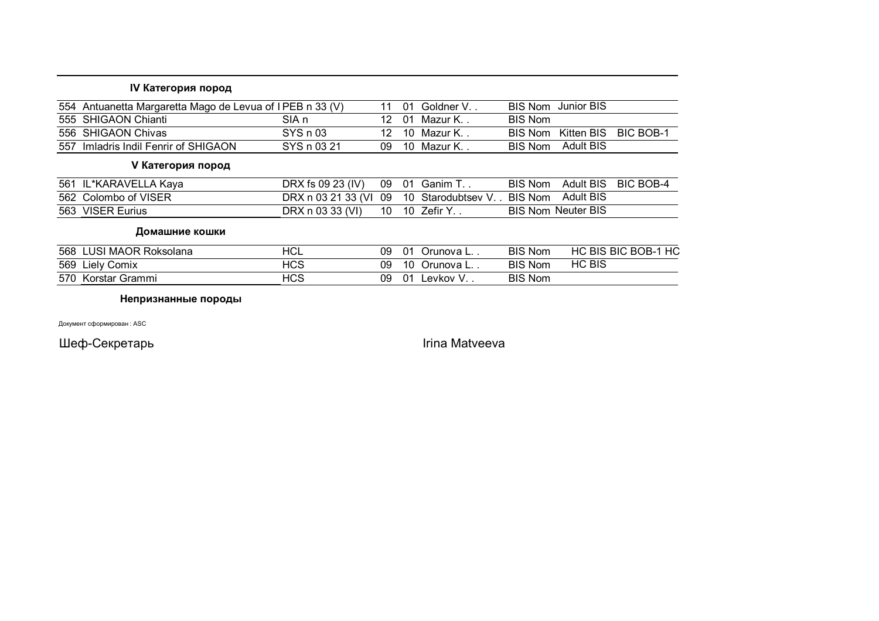### IV Категория пород

| | | | | | | | | |
|---|---|---|---|---|---|---|---|---|
| 554 | Antuanetta Margaretta Mago de Levua of I | PEB n 33 (V) | 11 | 01 | Goldner V. . | BIS Nom | Junior BIS | |
| 555 | SHIGAON Chianti | SIA n | 12 | 01 | Mazur K. . | BIS Nom | | |
| 556 | SHIGAON Chivas | SYS n 03 | 12 | 10 | Mazur K. . | BIS Nom | Kitten BIS | BIC BOB-1 |
| 557 | Imladris Indil Fenrir of SHIGAON | SYS n 03 21 | 09 | 10 | Mazur K. . | BIS Nom | Adult BIS | |

### V Категория пород

| | | | | | | | | |
|---|---|---|---|---|---|---|---|---|
| 561 | IL*KARAVELLA Kaya | DRX fs 09 23 (IV) | 09 | 01 | Ganim T. . | BIS Nom | Adult BIS | BIC BOB-4 |
| 562 | Colombo of VISER | DRX n 03 21 33 (VI | 09 | 10 | Starodubtsev V. . | BIS Nom | Adult BIS | |
| 563 | VISER Eurius | DRX n 03 33 (VI) | 10 | 10 | Zefir Y. . | BIS Nom | Neuter BIS | |

### Домашние кошки

| | | | | | | | | |
|---|---|---|---|---|---|---|---|---|
| 568 | LUSI MAOR Roksolana | HCL | 09 | 01 | Orunova L. . | BIS Nom | HC BIS | BIC BOB-1 HC |
| 569 | Liely Comix | HCS | 09 | 10 | Orunova L. . | BIS Nom | HC BIS | |
| 570 | Korstar Grammi | HCS | 09 | 01 | Levkov V. . | BIS Nom | | |

### Непризнанные породы

Документ сформирован : ASC

Шеф-Секретарь Irina Matveeva